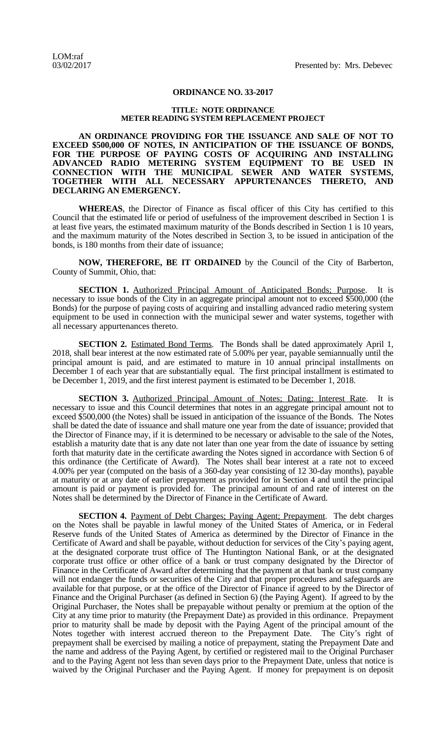LOM:raf
03/02/2017

Presented by: Mrs. Debevec

**ORDINANCE NO. 33-2017**

**TITLE: NOTE ORDINANCE**
**METER READING SYSTEM REPLACEMENT PROJECT**

**AN ORDINANCE PROVIDING FOR THE ISSUANCE AND SALE OF NOT TO EXCEED $500,000 OF NOTES, IN ANTICIPATION OF THE ISSUANCE OF BONDS, FOR THE PURPOSE OF PAYING COSTS OF ACQUIRING AND INSTALLING ADVANCED RADIO METERING SYSTEM EQUIPMENT TO BE USED IN CONNECTION WITH THE MUNICIPAL SEWER AND WATER SYSTEMS, TOGETHER WITH ALL NECESSARY APPURTENANCES THERETO, AND DECLARING AN EMERGENCY.**

**WHEREAS**, the Director of Finance as fiscal officer of this City has certified to this Council that the estimated life or period of usefulness of the improvement described in Section 1 is at least five years, the estimated maximum maturity of the Bonds described in Section 1 is 10 years, and the maximum maturity of the Notes described in Section 3, to be issued in anticipation of the bonds, is 180 months from their date of issuance;

**NOW, THEREFORE, BE IT ORDAINED** by the Council of the City of Barberton, County of Summit, Ohio, that:

**SECTION 1.** Authorized Principal Amount of Anticipated Bonds; Purpose. It is necessary to issue bonds of the City in an aggregate principal amount not to exceed $500,000 (the Bonds) for the purpose of paying costs of acquiring and installing advanced radio metering system equipment to be used in connection with the municipal sewer and water systems, together with all necessary appurtenances thereto.

**SECTION 2.** Estimated Bond Terms. The Bonds shall be dated approximately April 1, 2018, shall bear interest at the now estimated rate of 5.00% per year, payable semiannually until the principal amount is paid, and are estimated to mature in 10 annual principal installments on December 1 of each year that are substantially equal. The first principal installment is estimated to be December 1, 2019, and the first interest payment is estimated to be December 1, 2018.

**SECTION 3.** Authorized Principal Amount of Notes; Dating; Interest Rate. It is necessary to issue and this Council determines that notes in an aggregate principal amount not to exceed $500,000 (the Notes) shall be issued in anticipation of the issuance of the Bonds. The Notes shall be dated the date of issuance and shall mature one year from the date of issuance; provided that the Director of Finance may, if it is determined to be necessary or advisable to the sale of the Notes, establish a maturity date that is any date not later than one year from the date of issuance by setting forth that maturity date in the certificate awarding the Notes signed in accordance with Section 6 of this ordinance (the Certificate of Award). The Notes shall bear interest at a rate not to exceed 4.00% per year (computed on the basis of a 360-day year consisting of 12 30-day months), payable at maturity or at any date of earlier prepayment as provided for in Section 4 and until the principal amount is paid or payment is provided for. The principal amount of and rate of interest on the Notes shall be determined by the Director of Finance in the Certificate of Award.

**SECTION 4.** Payment of Debt Charges; Paying Agent; Prepayment. The debt charges on the Notes shall be payable in lawful money of the United States of America, or in Federal Reserve funds of the United States of America as determined by the Director of Finance in the Certificate of Award and shall be payable, without deduction for services of the City's paying agent, at the designated corporate trust office of The Huntington National Bank, or at the designated corporate trust office or other office of a bank or trust company designated by the Director of Finance in the Certificate of Award after determining that the payment at that bank or trust company will not endanger the funds or securities of the City and that proper procedures and safeguards are available for that purpose, or at the office of the Director of Finance if agreed to by the Director of Finance and the Original Purchaser (as defined in Section 6) (the Paying Agent). If agreed to by the Original Purchaser, the Notes shall be prepayable without penalty or premium at the option of the City at any time prior to maturity (the Prepayment Date) as provided in this ordinance. Prepayment prior to maturity shall be made by deposit with the Paying Agent of the principal amount of the Notes together with interest accrued thereon to the Prepayment Date. The City's right of prepayment shall be exercised by mailing a notice of prepayment, stating the Prepayment Date and the name and address of the Paying Agent, by certified or registered mail to the Original Purchaser and to the Paying Agent not less than seven days prior to the Prepayment Date, unless that notice is waived by the Original Purchaser and the Paying Agent. If money for prepayment is on deposit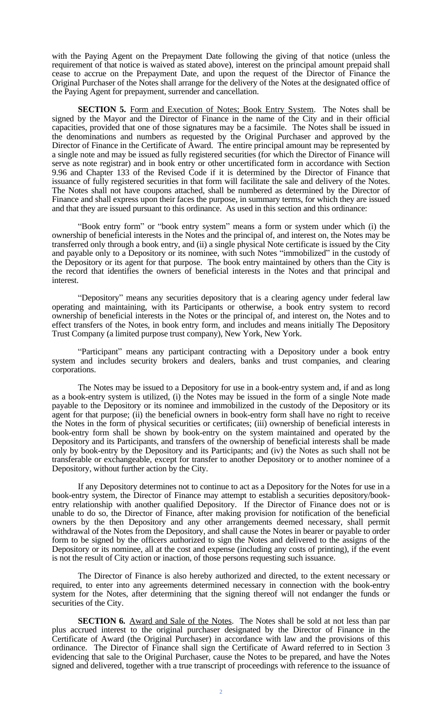with the Paying Agent on the Prepayment Date following the giving of that notice (unless the requirement of that notice is waived as stated above), interest on the principal amount prepaid shall cease to accrue on the Prepayment Date, and upon the request of the Director of Finance the Original Purchaser of the Notes shall arrange for the delivery of the Notes at the designated office of the Paying Agent for prepayment, surrender and cancellation.

**SECTION 5.** Form and Execution of Notes; Book Entry System. The Notes shall be signed by the Mayor and the Director of Finance in the name of the City and in their official capacities, provided that one of those signatures may be a facsimile. The Notes shall be issued in the denominations and numbers as requested by the Original Purchaser and approved by the Director of Finance in the Certificate of Award. The entire principal amount may be represented by a single note and may be issued as fully registered securities (for which the Director of Finance will serve as note registrar) and in book entry or other uncertificated form in accordance with Section 9.96 and Chapter 133 of the Revised Code if it is determined by the Director of Finance that issuance of fully registered securities in that form will facilitate the sale and delivery of the Notes. The Notes shall not have coupons attached, shall be numbered as determined by the Director of Finance and shall express upon their faces the purpose, in summary terms, for which they are issued and that they are issued pursuant to this ordinance. As used in this section and this ordinance:

"Book entry form" or "book entry system" means a form or system under which (i) the ownership of beneficial interests in the Notes and the principal of, and interest on, the Notes may be transferred only through a book entry, and (ii) a single physical Note certificate is issued by the City and payable only to a Depository or its nominee, with such Notes "immobilized" in the custody of the Depository or its agent for that purpose. The book entry maintained by others than the City is the record that identifies the owners of beneficial interests in the Notes and that principal and interest.

"Depository" means any securities depository that is a clearing agency under federal law operating and maintaining, with its Participants or otherwise, a book entry system to record ownership of beneficial interests in the Notes or the principal of, and interest on, the Notes and to effect transfers of the Notes, in book entry form, and includes and means initially The Depository Trust Company (a limited purpose trust company), New York, New York.

"Participant" means any participant contracting with a Depository under a book entry system and includes security brokers and dealers, banks and trust companies, and clearing corporations.

The Notes may be issued to a Depository for use in a book-entry system and, if and as long as a book-entry system is utilized, (i) the Notes may be issued in the form of a single Note made payable to the Depository or its nominee and immobilized in the custody of the Depository or its agent for that purpose; (ii) the beneficial owners in book-entry form shall have no right to receive the Notes in the form of physical securities or certificates; (iii) ownership of beneficial interests in book-entry form shall be shown by book-entry on the system maintained and operated by the Depository and its Participants, and transfers of the ownership of beneficial interests shall be made only by book-entry by the Depository and its Participants; and (iv) the Notes as such shall not be transferable or exchangeable, except for transfer to another Depository or to another nominee of a Depository, without further action by the City.

If any Depository determines not to continue to act as a Depository for the Notes for use in a book-entry system, the Director of Finance may attempt to establish a securities depository/book-entry relationship with another qualified Depository. If the Director of Finance does not or is unable to do so, the Director of Finance, after making provision for notification of the beneficial owners by the then Depository and any other arrangements deemed necessary, shall permit withdrawal of the Notes from the Depository, and shall cause the Notes in bearer or payable to order form to be signed by the officers authorized to sign the Notes and delivered to the assigns of the Depository or its nominee, all at the cost and expense (including any costs of printing), if the event is not the result of City action or inaction, of those persons requesting such issuance.

The Director of Finance is also hereby authorized and directed, to the extent necessary or required, to enter into any agreements determined necessary in connection with the book-entry system for the Notes, after determining that the signing thereof will not endanger the funds or securities of the City.

**SECTION 6.** Award and Sale of the Notes. The Notes shall be sold at not less than par plus accrued interest to the original purchaser designated by the Director of Finance in the Certificate of Award (the Original Purchaser) in accordance with law and the provisions of this ordinance. The Director of Finance shall sign the Certificate of Award referred to in Section 3 evidencing that sale to the Original Purchaser, cause the Notes to be prepared, and have the Notes signed and delivered, together with a true transcript of proceedings with reference to the issuance of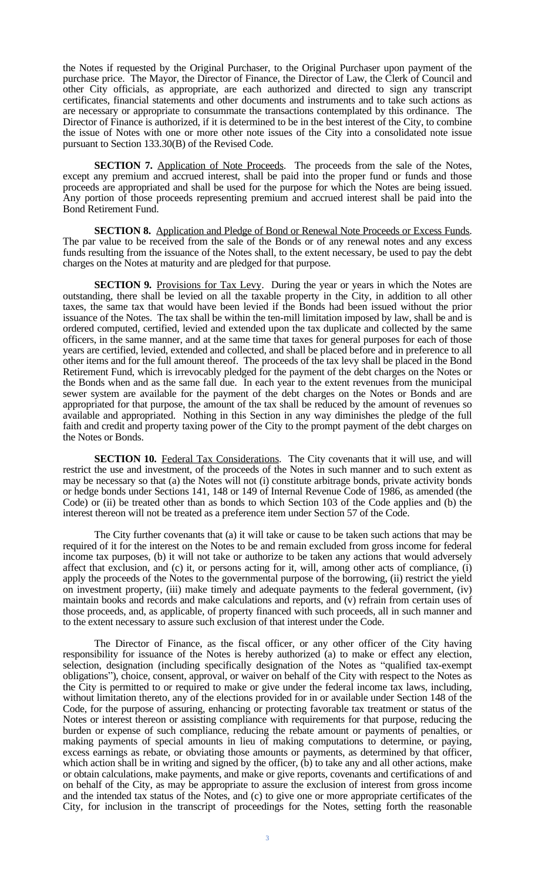the Notes if requested by the Original Purchaser, to the Original Purchaser upon payment of the purchase price. The Mayor, the Director of Finance, the Director of Law, the Clerk of Council and other City officials, as appropriate, are each authorized and directed to sign any transcript certificates, financial statements and other documents and instruments and to take such actions as are necessary or appropriate to consummate the transactions contemplated by this ordinance. The Director of Finance is authorized, if it is determined to be in the best interest of the City, to combine the issue of Notes with one or more other note issues of the City into a consolidated note issue pursuant to Section 133.30(B) of the Revised Code.

**SECTION 7.** Application of Note Proceeds. The proceeds from the sale of the Notes, except any premium and accrued interest, shall be paid into the proper fund or funds and those proceeds are appropriated and shall be used for the purpose for which the Notes are being issued. Any portion of those proceeds representing premium and accrued interest shall be paid into the Bond Retirement Fund.

**SECTION 8.** Application and Pledge of Bond or Renewal Note Proceeds or Excess Funds. The par value to be received from the sale of the Bonds or of any renewal notes and any excess funds resulting from the issuance of the Notes shall, to the extent necessary, be used to pay the debt charges on the Notes at maturity and are pledged for that purpose.

**SECTION 9.** Provisions for Tax Levy. During the year or years in which the Notes are outstanding, there shall be levied on all the taxable property in the City, in addition to all other taxes, the same tax that would have been levied if the Bonds had been issued without the prior issuance of the Notes. The tax shall be within the ten-mill limitation imposed by law, shall be and is ordered computed, certified, levied and extended upon the tax duplicate and collected by the same officers, in the same manner, and at the same time that taxes for general purposes for each of those years are certified, levied, extended and collected, and shall be placed before and in preference to all other items and for the full amount thereof. The proceeds of the tax levy shall be placed in the Bond Retirement Fund, which is irrevocably pledged for the payment of the debt charges on the Notes or the Bonds when and as the same fall due. In each year to the extent revenues from the municipal sewer system are available for the payment of the debt charges on the Notes or Bonds and are appropriated for that purpose, the amount of the tax shall be reduced by the amount of revenues so available and appropriated. Nothing in this Section in any way diminishes the pledge of the full faith and credit and property taxing power of the City to the prompt payment of the debt charges on the Notes or Bonds.

**SECTION 10.** Federal Tax Considerations. The City covenants that it will use, and will restrict the use and investment, of the proceeds of the Notes in such manner and to such extent as may be necessary so that (a) the Notes will not (i) constitute arbitrage bonds, private activity bonds or hedge bonds under Sections 141, 148 or 149 of Internal Revenue Code of 1986, as amended (the Code) or (ii) be treated other than as bonds to which Section 103 of the Code applies and (b) the interest thereon will not be treated as a preference item under Section 57 of the Code.

The City further covenants that (a) it will take or cause to be taken such actions that may be required of it for the interest on the Notes to be and remain excluded from gross income for federal income tax purposes, (b) it will not take or authorize to be taken any actions that would adversely affect that exclusion, and (c) it, or persons acting for it, will, among other acts of compliance, (i) apply the proceeds of the Notes to the governmental purpose of the borrowing, (ii) restrict the yield on investment property, (iii) make timely and adequate payments to the federal government, (iv) maintain books and records and make calculations and reports, and (v) refrain from certain uses of those proceeds, and, as applicable, of property financed with such proceeds, all in such manner and to the extent necessary to assure such exclusion of that interest under the Code.

The Director of Finance, as the fiscal officer, or any other officer of the City having responsibility for issuance of the Notes is hereby authorized (a) to make or effect any election, selection, designation (including specifically designation of the Notes as "qualified tax-exempt obligations"), choice, consent, approval, or waiver on behalf of the City with respect to the Notes as the City is permitted to or required to make or give under the federal income tax laws, including, without limitation thereto, any of the elections provided for in or available under Section 148 of the Code, for the purpose of assuring, enhancing or protecting favorable tax treatment or status of the Notes or interest thereon or assisting compliance with requirements for that purpose, reducing the burden or expense of such compliance, reducing the rebate amount or payments of penalties, or making payments of special amounts in lieu of making computations to determine, or paying, excess earnings as rebate, or obviating those amounts or payments, as determined by that officer, which action shall be in writing and signed by the officer, (b) to take any and all other actions, make or obtain calculations, make payments, and make or give reports, covenants and certifications of and on behalf of the City, as may be appropriate to assure the exclusion of interest from gross income and the intended tax status of the Notes, and (c) to give one or more appropriate certificates of the City, for inclusion in the transcript of proceedings for the Notes, setting forth the reasonable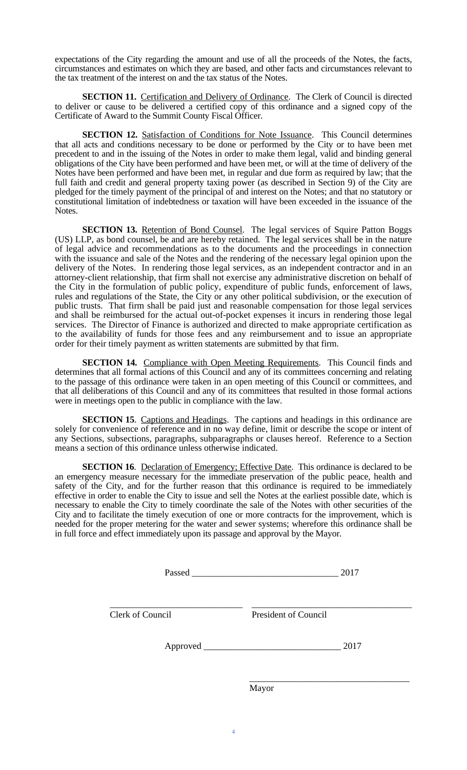expectations of the City regarding the amount and use of all the proceeds of the Notes, the facts, circumstances and estimates on which they are based, and other facts and circumstances relevant to the tax treatment of the interest on and the tax status of the Notes.

**SECTION 11.** Certification and Delivery of Ordinance. The Clerk of Council is directed to deliver or cause to be delivered a certified copy of this ordinance and a signed copy of the Certificate of Award to the Summit County Fiscal Officer.

**SECTION 12.** Satisfaction of Conditions for Note Issuance. This Council determines that all acts and conditions necessary to be done or performed by the City or to have been met precedent to and in the issuing of the Notes in order to make them legal, valid and binding general obligations of the City have been performed and have been met, or will at the time of delivery of the Notes have been performed and have been met, in regular and due form as required by law; that the full faith and credit and general property taxing power (as described in Section 9) of the City are pledged for the timely payment of the principal of and interest on the Notes; and that no statutory or constitutional limitation of indebtedness or taxation will have been exceeded in the issuance of the Notes.

**SECTION 13.** Retention of Bond Counsel. The legal services of Squire Patton Boggs (US) LLP, as bond counsel, be and are hereby retained. The legal services shall be in the nature of legal advice and recommendations as to the documents and the proceedings in connection with the issuance and sale of the Notes and the rendering of the necessary legal opinion upon the delivery of the Notes. In rendering those legal services, as an independent contractor and in an attorney-client relationship, that firm shall not exercise any administrative discretion on behalf of the City in the formulation of public policy, expenditure of public funds, enforcement of laws, rules and regulations of the State, the City or any other political subdivision, or the execution of public trusts. That firm shall be paid just and reasonable compensation for those legal services and shall be reimbursed for the actual out-of-pocket expenses it incurs in rendering those legal services. The Director of Finance is authorized and directed to make appropriate certification as to the availability of funds for those fees and any reimbursement and to issue an appropriate order for their timely payment as written statements are submitted by that firm.

**SECTION 14.** Compliance with Open Meeting Requirements. This Council finds and determines that all formal actions of this Council and any of its committees concerning and relating to the passage of this ordinance were taken in an open meeting of this Council or committees, and that all deliberations of this Council and any of its committees that resulted in those formal actions were in meetings open to the public in compliance with the law.

**SECTION 15**. Captions and Headings. The captions and headings in this ordinance are solely for convenience of reference and in no way define, limit or describe the scope or intent of any Sections, subsections, paragraphs, subparagraphs or clauses hereof. Reference to a Section means a section of this ordinance unless otherwise indicated.

**SECTION 16**. Declaration of Emergency; Effective Date. This ordinance is declared to be an emergency measure necessary for the immediate preservation of the public peace, health and safety of the City, and for the further reason that this ordinance is required to be immediately effective in order to enable the City to issue and sell the Notes at the earliest possible date, which is necessary to enable the City to timely coordinate the sale of the Notes with other securities of the City and to facilitate the timely execution of one or more contracts for the improvement, which is needed for the proper metering for the water and sewer systems; wherefore this ordinance shall be in full force and effect immediately upon its passage and approval by the Mayor.

Passed ________________________________ 2017

_____________________________ _____________________________

Clerk of Council President of Council

Approved ______________________________ 2017

_____________________________

Mayor